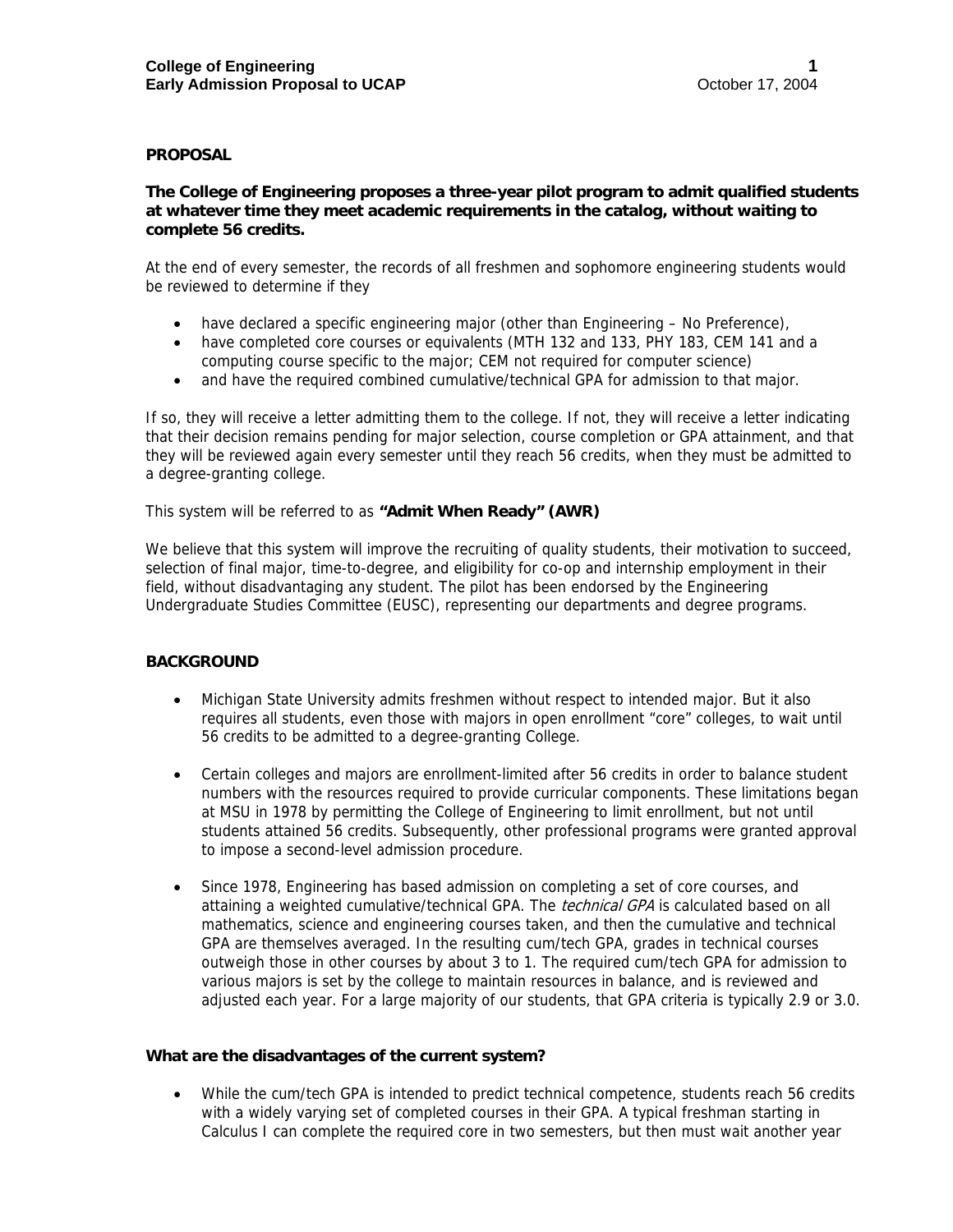## PROPOSAL

**The College of Engineering proposes a three-year pilot program to admit qualified students at whatever time they meet academic requirements in the catalog, without waiting to complete 56 credits.**

At the end of every semester, the records of all freshmen and sophomore engineering students would be reviewed to determine if they

- have declared a specific engineering major (other than Engineering – No Preference),
- have completed core courses or equivalents (MTH 132 and 133, PHY 183, CEM 141 and a computing course specific to the major; CEM not required for computer science)
- and have the required combined cumulative/technical GPA for admission to that major.

If so, they will receive a letter admitting them to the college. If not, they will receive a letter indicating that their decision remains pending for major selection, course completion or GPA attainment, and that they will be reviewed again every semester until they reach 56 credits, when they must be admitted to a degree-granting college.

This system will be referred to as **"Admit When Ready" (AWR)**

We believe that this system will improve the recruiting of quality students, their motivation to succeed, selection of final major, time-to-degree, and eligibility for co-op and internship employment in their field, without disadvantaging any student. The pilot has been endorsed by the Engineering Undergraduate Studies Committee (EUSC), representing our departments and degree programs.

## BACKGROUND

- Michigan State University admits freshmen without respect to intended major. But it also requires all students, even those with majors in open enrollment "core" colleges, to wait until 56 credits to be admitted to a degree-granting College.
- Certain colleges and majors are enrollment-limited after 56 credits in order to balance student numbers with the resources required to provide curricular components. These limitations began at MSU in 1978 by permitting the College of Engineering to limit enrollment, but not until students attained 56 credits. Subsequently, other professional programs were granted approval to impose a second-level admission procedure.
- Since 1978, Engineering has based admission on completing a set of core courses, and attaining a weighted cumulative/technical GPA. The *technical GPA* is calculated based on all mathematics, science and engineering courses taken, and then the cumulative and technical GPA are themselves averaged. In the resulting cum/tech GPA, grades in technical courses outweigh those in other courses by about 3 to 1. The required cum/tech GPA for admission to various majors is set by the college to maintain resources in balance, and is reviewed and adjusted each year. For a large majority of our students, that GPA criteria is typically 2.9 or 3.0.

### What are the disadvantages of the current system?

- While the cum/tech GPA is intended to predict technical competence, students reach 56 credits with a widely varying set of completed courses in their GPA. A typical freshman starting in Calculus I can complete the required core in two semesters, but then must wait another year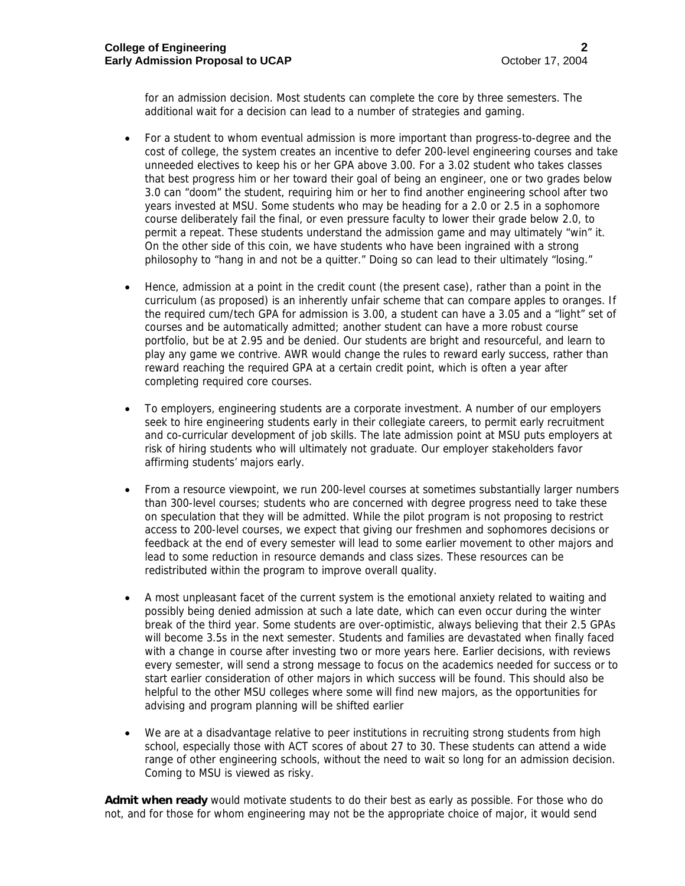for an admission decision. Most students can complete the core by three semesters. The additional wait for a decision can lead to a number of strategies and gaming.

- For a student to whom eventual admission is more important than progress-to-degree and the cost of college, the system creates an incentive to defer 200-level engineering courses and take unneeded electives to keep his or her GPA above 3.00. For a 3.02 student who takes classes that best progress him or her toward their goal of being an engineer, one or two grades below 3.0 can "doom" the student, requiring him or her to find another engineering school after two years invested at MSU. Some students who may be heading for a 2.0 or 2.5 in a sophomore course deliberately fail the final, or even pressure faculty to lower their grade below 2.0, to permit a repeat. These students understand the admission game and may ultimately "win" it. On the other side of this coin, we have students who have been ingrained with a strong philosophy to "hang in and not be a quitter." Doing so can lead to their ultimately "losing."

- Hence, admission at a point in the credit count (the present case), rather than a point in the curriculum (as proposed) is an inherently unfair scheme that can compare apples to oranges. If the required cum/tech GPA for admission is 3.00, a student can have a 3.05 and a "light" set of courses and be automatically admitted; another student can have a more robust course portfolio, but be at 2.95 and be denied. Our students are bright and resourceful, and learn to play any game we contrive. AWR would change the rules to reward early success, rather than reward reaching the required GPA at a certain credit point, which is often a year after completing required core courses.

- To employers, engineering students are a corporate investment. A number of our employers seek to hire engineering students early in their collegiate careers, to permit early recruitment and co-curricular development of job skills. The late admission point at MSU puts employers at risk of hiring students who will ultimately not graduate. Our employer stakeholders favor affirming students' majors early.

- From a resource viewpoint, we run 200-level courses at sometimes substantially larger numbers than 300-level courses; students who are concerned with degree progress need to take these on speculation that they will be admitted. While the pilot program is not proposing to restrict access to 200-level courses, we expect that giving our freshmen and sophomores decisions or feedback at the end of every semester will lead to some earlier movement to other majors and lead to some reduction in resource demands and class sizes. These resources can be redistributed within the program to improve overall quality.

- A most unpleasant facet of the current system is the emotional anxiety related to waiting and possibly being denied admission at such a late date, which can even occur during the winter break of the third year. Some students are over-optimistic, always believing that their 2.5 GPAs will become 3.5s in the next semester. Students and families are devastated when finally faced with a change in course after investing two or more years here. Earlier decisions, with reviews every semester, will send a strong message to focus on the academics needed for success or to start earlier consideration of other majors in which success will be found. This should also be helpful to the other MSU colleges where some will find new majors, as the opportunities for advising and program planning will be shifted earlier

- We are at a disadvantage relative to peer institutions in recruiting strong students from high school, especially those with ACT scores of about 27 to 30. These students can attend a wide range of other engineering schools, without the need to wait so long for an admission decision. Coming to MSU is viewed as risky.

**Admit when ready** would motivate students to do their best as early as possible. For those who do not, and for those for whom engineering may not be the appropriate choice of major, it would send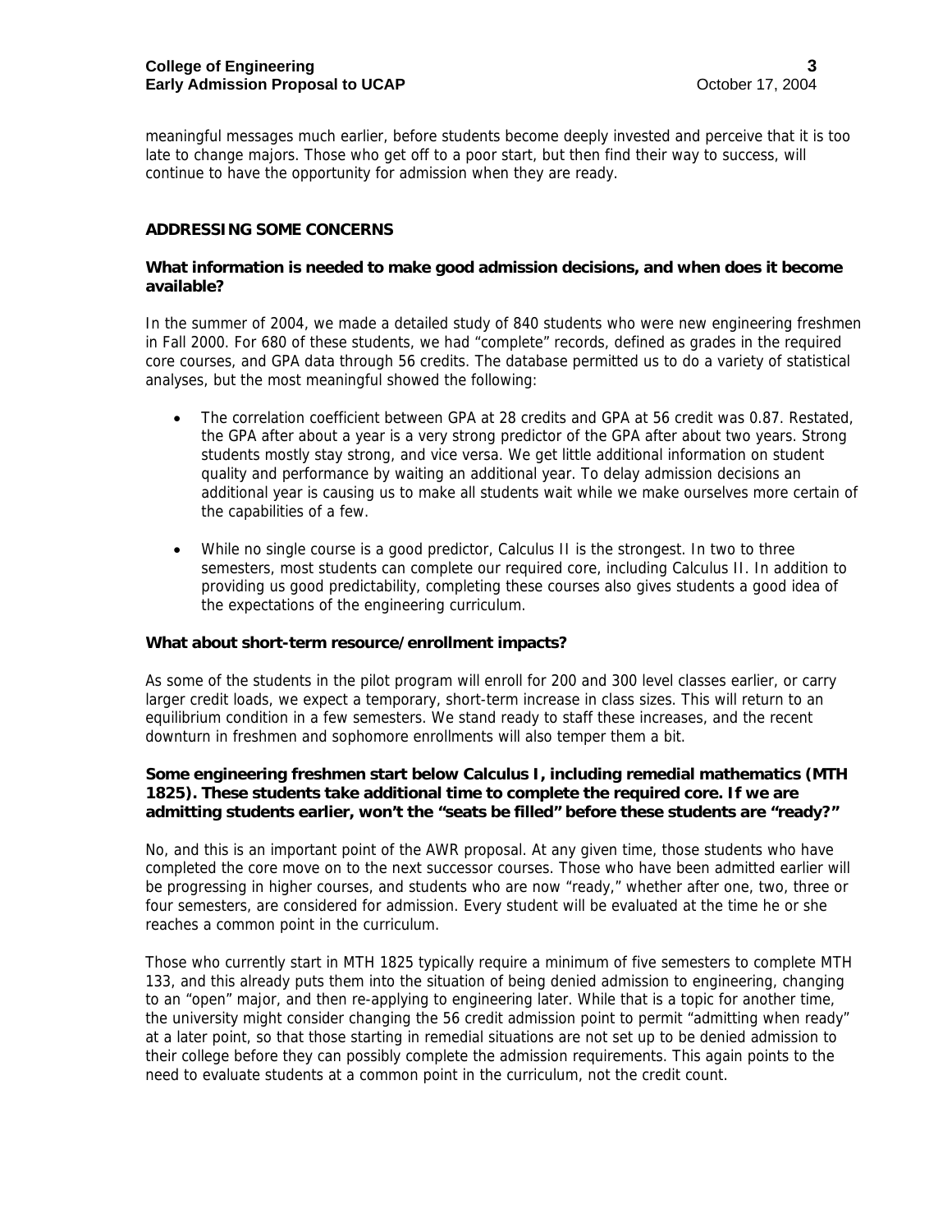meaningful messages much earlier, before students become deeply invested and perceive that it is too late to change majors. Those who get off to a poor start, but then find their way to success, will continue to have the opportunity for admission when they are ready.

## ADDRESSING SOME CONCERNS

### What information is needed to make good admission decisions, and when does it become available?

In the summer of 2004, we made a detailed study of 840 students who were new engineering freshmen in Fall 2000. For 680 of these students, we had "complete" records, defined as grades in the required core courses, and GPA data through 56 credits. The database permitted us to do a variety of statistical analyses, but the most meaningful showed the following:

- The correlation coefficient between GPA at 28 credits and GPA at 56 credit was 0.87. Restated, the GPA after about a year is a very strong predictor of the GPA after about two years. Strong students mostly stay strong, and vice versa. We get little additional information on student quality and performance by waiting an additional year. To delay admission decisions an additional year is causing us to make all students wait while we make ourselves more certain of the capabilities of a few.

- While no single course is a good predictor, Calculus II is the strongest. In two to three semesters, most students can complete our required core, including Calculus II. In addition to providing us good predictability, completing these courses also gives students a good idea of the expectations of the engineering curriculum.

### What about short-term resource/enrollment impacts?

As some of the students in the pilot program will enroll for 200 and 300 level classes earlier, or carry larger credit loads, we expect a temporary, short-term increase in class sizes. This will return to an equilibrium condition in a few semesters. We stand ready to staff these increases, and the recent downturn in freshmen and sophomore enrollments will also temper them a bit.

### Some engineering freshmen start below Calculus I, including remedial mathematics (MTH 1825). These students take additional time to complete the required core. If we are admitting students earlier, won't the "seats be filled" before these students are "ready?"

No, and this is an important point of the AWR proposal. At any given time, those students who have completed the core move on to the next successor courses. Those who have been admitted earlier will be progressing in higher courses, and students who are now "ready," whether after one, two, three or four semesters, are considered for admission. Every student will be evaluated at the time he or she reaches a common point in the curriculum.

Those who currently start in MTH 1825 typically require a minimum of five semesters to complete MTH 133, and this already puts them into the situation of being denied admission to engineering, changing to an "open" major, and then re-applying to engineering later. While that is a topic for another time, the university might consider changing the 56 credit admission point to permit "admitting when ready" at a later point, so that those starting in remedial situations are not set up to be denied admission to their college before they can possibly complete the admission requirements. This again points to the need to evaluate students at a common point in the curriculum, not the credit count.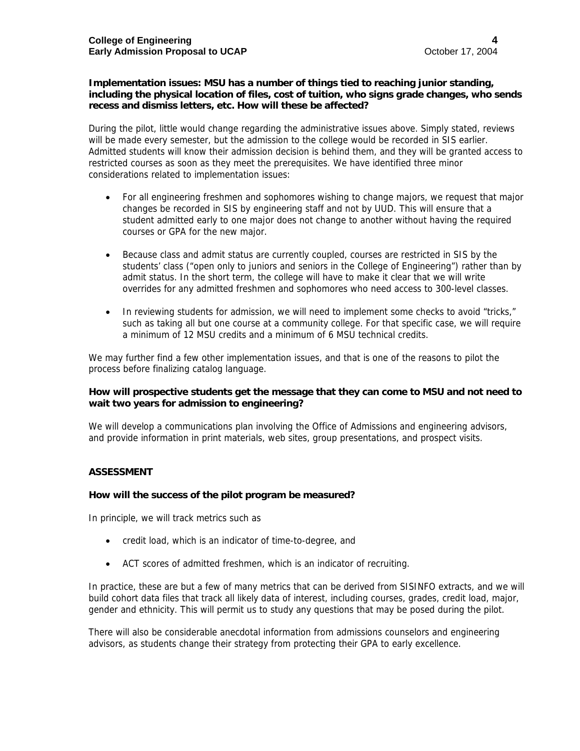**Implementation issues: MSU has a number of things tied to reaching junior standing, including the physical location of files, cost of tuition, who signs grade changes, who sends recess and dismiss letters, etc. How will these be affected?**

During the pilot, little would change regarding the administrative issues above. Simply stated, reviews will be made every semester, but the admission to the college would be recorded in SIS earlier. Admitted students will know their admission decision is behind them, and they will be granted access to restricted courses as soon as they meet the prerequisites. We have identified three minor considerations related to implementation issues:

- For all engineering freshmen and sophomores wishing to change majors, we request that major changes be recorded in SIS by engineering staff and not by UUD. This will ensure that a student admitted early to one major does not change to another without having the required courses or GPA for the new major.

- Because class and admit status are currently coupled, courses are restricted in SIS by the students' class ("open only to juniors and seniors in the College of Engineering") rather than by admit status. In the short term, the college will have to make it clear that we will write overrides for any admitted freshmen and sophomores who need access to 300-level classes.

- In reviewing students for admission, we will need to implement some checks to avoid "tricks," such as taking all but one course at a community college. For that specific case, we will require a minimum of 12 MSU credits and a minimum of 6 MSU technical credits.

We may further find a few other implementation issues, and that is one of the reasons to pilot the process before finalizing catalog language.

**How will prospective students get the message that they can come to MSU and not need to wait two years for admission to engineering?**

We will develop a communications plan involving the Office of Admissions and engineering advisors, and provide information in print materials, web sites, group presentations, and prospect visits.

## ASSESSMENT

**How will the success of the pilot program be measured?**

In principle, we will track metrics such as

- credit load, which is an indicator of time-to-degree, and

- ACT scores of admitted freshmen, which is an indicator of recruiting.

In practice, these are but a few of many metrics that can be derived from SISINFO extracts, and we will build cohort data files that track all likely data of interest, including courses, grades, credit load, major, gender and ethnicity. This will permit us to study any questions that may be posed during the pilot.

There will also be considerable anecdotal information from admissions counselors and engineering advisors, as students change their strategy from protecting their GPA to early excellence.